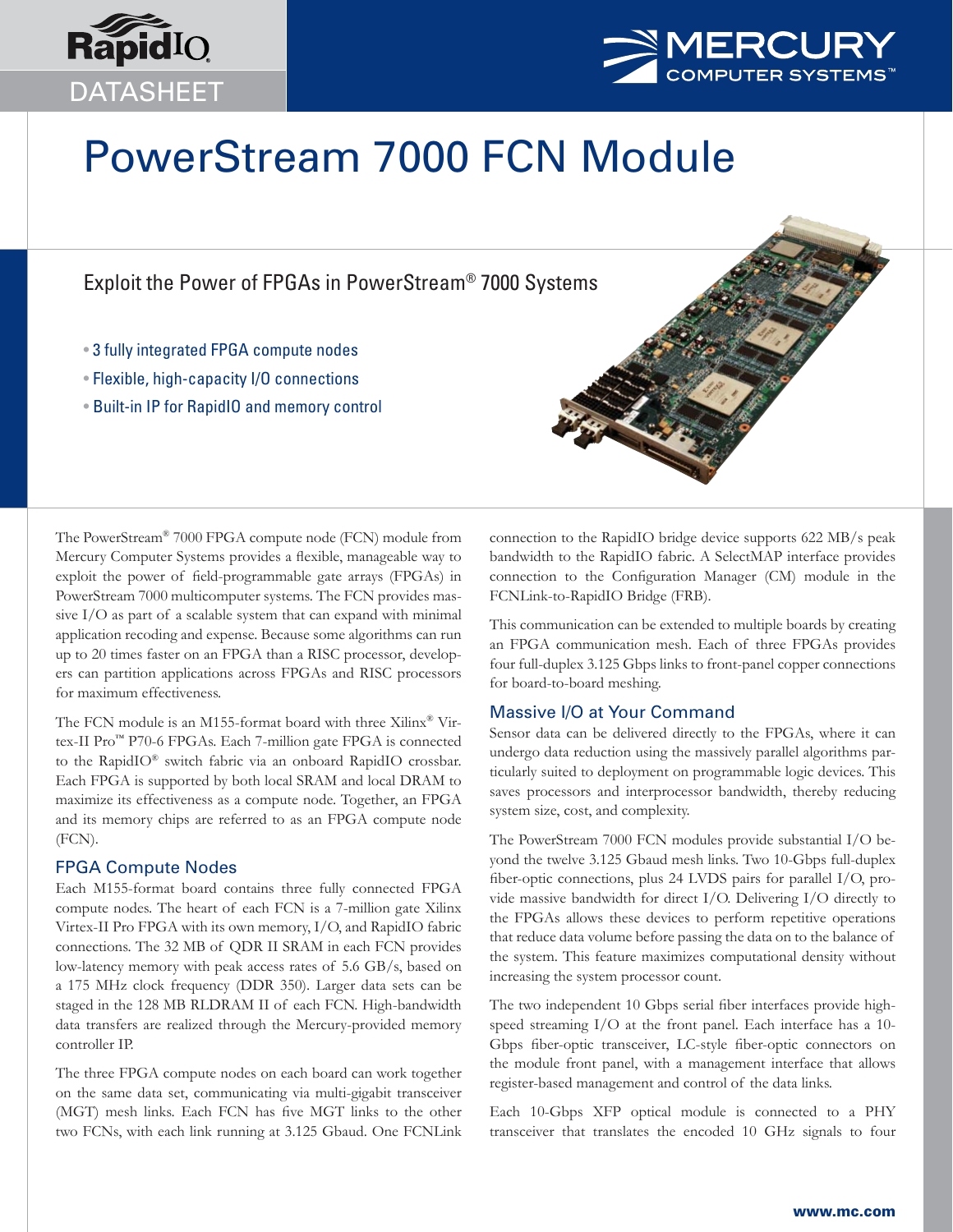RapidIO DATASHEET

MERCURY COMPUTER SYSTEMS™

# PowerStream 7000 FCN Module

## Exploit the Power of FPGAs in PowerStream® 7000 Systems

- 3 fully integrated FPGA compute nodes
- Flexible, high-capacity I/O connections
- Built-in IP for RapidIO and memory control

The PowerStream® 7000 FPGA compute node (FCN) module from Mercury Computer Systems provides a flexible, manageable way to exploit the power of field-programmable gate arrays (FPGAs) in PowerStream 7000 multicomputer systems. The FCN provides massive I/O as part of a scalable system that can expand with minimal application recoding and expense. Because some algorithms can run up to 20 times faster on an FPGA than a RISC processor, developers can partition applications across FPGAs and RISC processors for maximum effectiveness.

The FCN module is an M155-format board with three Xilinx® Virtex-II Pro™ P70-6 FPGAs. Each 7-million gate FPGA is connected to the RapidIO® switch fabric via an onboard RapidIO crossbar. Each FPGA is supported by both local SRAM and local DRAM to maximize its effectiveness as a compute node. Together, an FPGA and its memory chips are referred to as an FPGA compute node (FCN).

### FPGA Compute Nodes

Each M155-format board contains three fully connected FPGA compute nodes. The heart of each FCN is a 7-million gate Xilinx Virtex-II Pro FPGA with its own memory, I/O, and RapidIO fabric connections. The 32 MB of QDR II SRAM in each FCN provides low-latency memory with peak access rates of 5.6 GB/s, based on a 175 MHz clock frequency (DDR 350). Larger data sets can be staged in the 128 MB RLDRAM II of each FCN. High-bandwidth data transfers are realized through the Mercury-provided memory controller IP.

The three FPGA compute nodes on each board can work together on the same data set, communicating via multi-gigabit transceiver (MGT) mesh links. Each FCN has five MGT links to the other two FCNs, with each link running at 3.125 Gbaud. One FCNLink connection to the RapidIO bridge device supports 622 MB/s peak bandwidth to the RapidIO fabric. A SelectMAP interface provides connection to the Configuration Manager (CM) module in the FCNLink-to-RapidIO Bridge (FRB).

This communication can be extended to multiple boards by creating an FPGA communication mesh. Each of three FPGAs provides four full-duplex 3.125 Gbps links to front-panel copper connections for board-to-board meshing.

### Massive I/O at Your Command

Sensor data can be delivered directly to the FPGAs, where it can undergo data reduction using the massively parallel algorithms particularly suited to deployment on programmable logic devices. This saves processors and interprocessor bandwidth, thereby reducing system size, cost, and complexity.

The PowerStream 7000 FCN modules provide substantial I/O beyond the twelve 3.125 Gbaud mesh links. Two 10-Gbps full-duplex fiber-optic connections, plus 24 LVDS pairs for parallel I/O, provide massive bandwidth for direct I/O. Delivering I/O directly to the FPGAs allows these devices to perform repetitive operations that reduce data volume before passing the data on to the balance of the system. This feature maximizes computational density without increasing the system processor count.

The two independent 10 Gbps serial fiber interfaces provide high-speed streaming I/O at the front panel. Each interface has a 10-Gbps fiber-optic transceiver, LC-style fiber-optic connectors on the module front panel, with a management interface that allows register-based management and control of the data links.

Each 10-Gbps XFP optical module is connected to a PHY transceiver that translates the encoded 10 GHz signals to four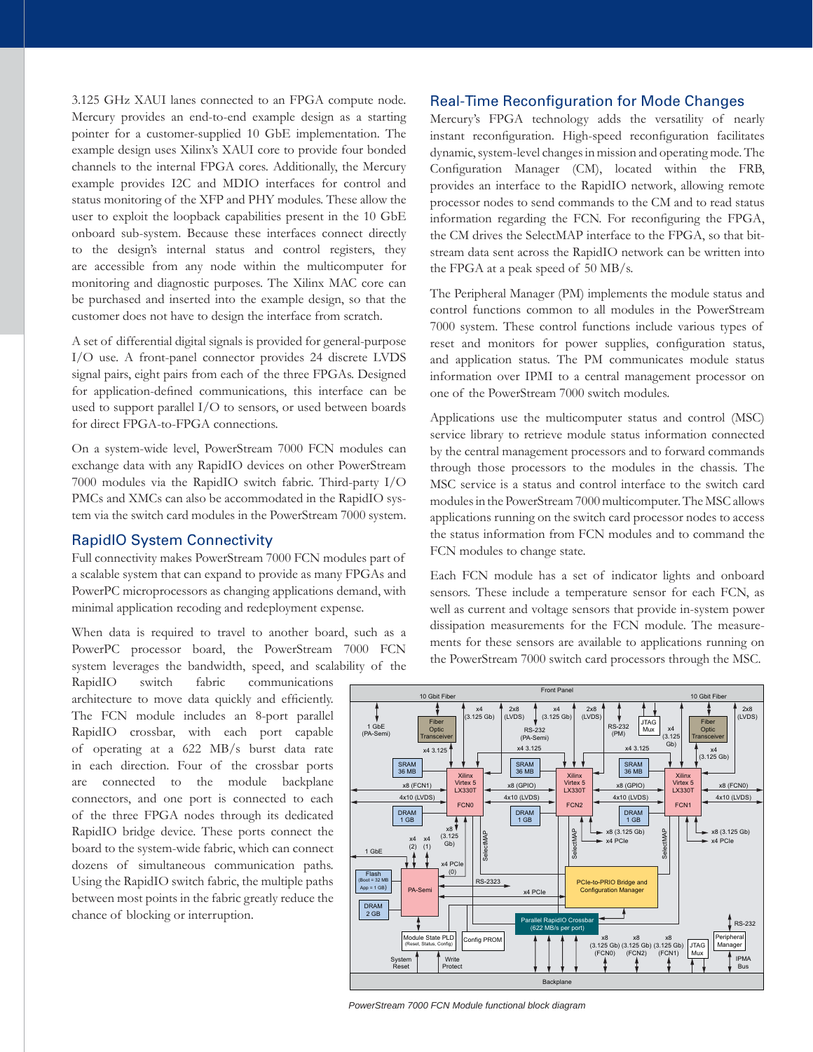3.125 GHz XAUI lanes connected to an FPGA compute node. Mercury provides an end-to-end example design as a starting pointer for a customer-supplied 10 GbE implementation. The example design uses Xilinx's XAUI core to provide four bonded channels to the internal FPGA cores. Additionally, the Mercury example provides I2C and MDIO interfaces for control and status monitoring of the XFP and PHY modules. These allow the user to exploit the loopback capabilities present in the 10 GbE onboard sub-system. Because these interfaces connect directly to the design's internal status and control registers, they are accessible from any node within the multicomputer for monitoring and diagnostic purposes. The Xilinx MAC core can be purchased and inserted into the example design, so that the customer does not have to design the interface from scratch.

A set of differential digital signals is provided for general-purpose I/O use. A front-panel connector provides 24 discrete LVDS signal pairs, eight pairs from each of the three FPGAs. Designed for application-defined communications, this interface can be used to support parallel I/O to sensors, or used between boards for direct FPGA-to-FPGA connections.

On a system-wide level, PowerStream 7000 FCN modules can exchange data with any RapidIO devices on other PowerStream 7000 modules via the RapidIO switch fabric. Third-party I/O PMCs and XMCs can also be accommodated in the RapidIO system via the switch card modules in the PowerStream 7000 system.

## RapidIO System Connectivity

Full connectivity makes PowerStream 7000 FCN modules part of a scalable system that can expand to provide as many FPGAs and PowerPC microprocessors as changing applications demand, with minimal application recoding and redeployment expense.

When data is required to travel to another board, such as a PowerPC processor board, the PowerStream 7000 FCN system leverages the bandwidth, speed, and scalability of the RapidIO switch fabric communications architecture to move data quickly and efficiently. The FCN module includes an 8-port parallel RapidIO crossbar, with each port capable of operating at a 622 MB/s burst data rate in each direction. Four of the crossbar ports are connected to the module backplane connectors, and one port is connected to each of the three FPGA nodes through its dedicated RapidIO bridge device. These ports connect the board to the system-wide fabric, which can connect dozens of simultaneous communication paths. Using the RapidIO switch fabric, the multiple paths between most points in the fabric greatly reduce the chance of blocking or interruption.

## Real-Time Reconfiguration for Mode Changes

Mercury's FPGA technology adds the versatility of nearly instant reconfiguration. High-speed reconfiguration facilitates dynamic, system-level changes in mission and operating mode. The Configuration Manager (CM), located within the FRB, provides an interface to the RapidIO network, allowing remote processor nodes to send commands to the CM and to read status information regarding the FCN. For reconfiguring the FPGA, the CM drives the SelectMAP interface to the FPGA, so that bit-stream data sent across the RapidIO network can be written into the FPGA at a peak speed of 50 MB/s.

The Peripheral Manager (PM) implements the module status and control functions common to all modules in the PowerStream 7000 system. These control functions include various types of reset and monitors for power supplies, configuration status, and application status. The PM communicates module status information over IPMI to a central management processor on one of the PowerStream 7000 switch modules.

Applications use the multicomputer status and control (MSC) service library to retrieve module status information connected by the central management processors and to forward commands through those processors to the modules in the chassis. The MSC service is a status and control interface to the switch card modules in the PowerStream 7000 multicomputer. The MSC allows applications running on the switch card processor nodes to access the status information from FCN modules and to command the FCN modules to change state.

Each FCN module has a set of indicator lights and onboard sensors. These include a temperature sensor for each FCN, as well as current and voltage sensors that provide in-system power dissipation measurements for the FCN module. The measurements for these sensors are available to applications running on the PowerStream 7000 switch card processors through the MSC.

*PowerStream 7000 FCN Module functional block diagram*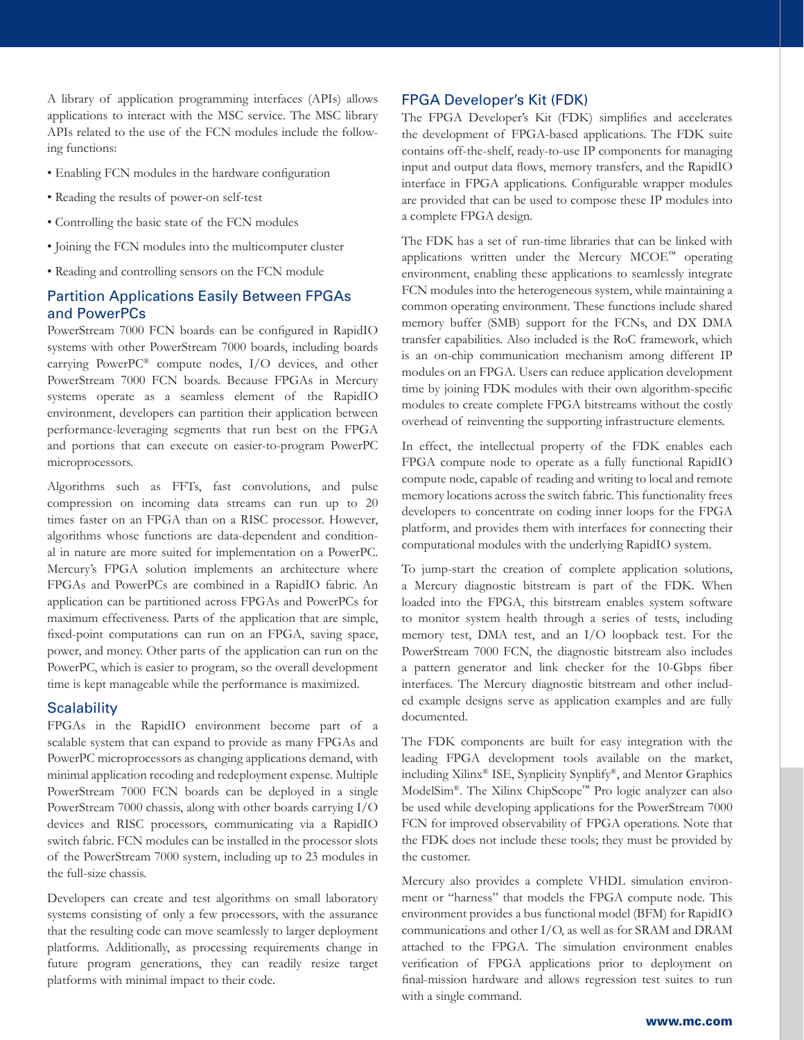A library of application programming interfaces (APIs) allows applications to interact with the MSC service. The MSC library APIs related to the use of the FCN modules include the following functions:

- Enabling FCN modules in the hardware configuration
- Reading the results of power-on self-test
- Controlling the basic state of the FCN modules
- Joining the FCN modules into the multicomputer cluster
- Reading and controlling sensors on the FCN module

## Partition Applications Easily Between FPGAs and PowerPCs

PowerStream 7000 FCN boards can be configured in RapidIO systems with other PowerStream 7000 boards, including boards carrying PowerPC® compute nodes, I/O devices, and other PowerStream 7000 FCN boards. Because FPGAs in Mercury systems operate as a seamless element of the RapidIO environment, developers can partition their application between performance-leveraging segments that run best on the FPGA and portions that can execute on easier-to-program PowerPC microprocessors.

Algorithms such as FFTs, fast convolutions, and pulse compression on incoming data streams can run up to 20 times faster on an FPGA than on a RISC processor. However, algorithms whose functions are data-dependent and conditional in nature are more suited for implementation on a PowerPC. Mercury's FPGA solution implements an architecture where FPGAs and PowerPCs are combined in a RapidIO fabric. An application can be partitioned across FPGAs and PowerPCs for maximum effectiveness. Parts of the application that are simple, fixed-point computations can run on an FPGA, saving space, power, and money. Other parts of the application can run on the PowerPC, which is easier to program, so the overall development time is kept manageable while the performance is maximized.

## Scalability

FPGAs in the RapidIO environment become part of a scalable system that can expand to provide as many FPGAs and PowerPC microprocessors as changing applications demand, with minimal application recoding and redeployment expense. Multiple PowerStream 7000 FCN boards can be deployed in a single PowerStream 7000 chassis, along with other boards carrying I/O devices and RISC processors, communicating via a RapidIO switch fabric. FCN modules can be installed in the processor slots of the PowerStream 7000 system, including up to 23 modules in the full-size chassis.

Developers can create and test algorithms on small laboratory systems consisting of only a few processors, with the assurance that the resulting code can move seamlessly to larger deployment platforms. Additionally, as processing requirements change in future program generations, they can readily resize target platforms with minimal impact to their code.

## FPGA Developer's Kit (FDK)

The FPGA Developer's Kit (FDK) simplifies and accelerates the development of FPGA-based applications. The FDK suite contains off-the-shelf, ready-to-use IP components for managing input and output data flows, memory transfers, and the RapidIO interface in FPGA applications. Configurable wrapper modules are provided that can be used to compose these IP modules into a complete FPGA design.

The FDK has a set of run-time libraries that can be linked with applications written under the Mercury MCOE™ operating environment, enabling these applications to seamlessly integrate FCN modules into the heterogeneous system, while maintaining a common operating environment. These functions include shared memory buffer (SMB) support for the FCNs, and DX DMA transfer capabilities. Also included is the RoC framework, which is an on-chip communication mechanism among different IP modules on an FPGA. Users can reduce application development time by joining FDK modules with their own algorithm-specific modules to create complete FPGA bitstreams without the costly overhead of reinventing the supporting infrastructure elements.

In effect, the intellectual property of the FDK enables each FPGA compute node to operate as a fully functional RapidIO compute node, capable of reading and writing to local and remote memory locations across the switch fabric. This functionality frees developers to concentrate on coding inner loops for the FPGA platform, and provides them with interfaces for connecting their computational modules with the underlying RapidIO system.

To jump-start the creation of complete application solutions, a Mercury diagnostic bitstream is part of the FDK. When loaded into the FPGA, this bitstream enables system software to monitor system health through a series of tests, including memory test, DMA test, and an I/O loopback test. For the PowerStream 7000 FCN, the diagnostic bitstream also includes a pattern generator and link checker for the 10-Gbps fiber interfaces. The Mercury diagnostic bitstream and other included example designs serve as application examples and are fully documented.

The FDK components are built for easy integration with the leading FPGA development tools available on the market, including Xilinx® ISE, Synplicity Synplify®, and Mentor Graphics ModelSim®. The Xilinx ChipScope™ Pro logic analyzer can also be used while developing applications for the PowerStream 7000 FCN for improved observability of FPGA operations. Note that the FDK does not include these tools; they must be provided by the customer.

Mercury also provides a complete VHDL simulation environment or "harness" that models the FPGA compute node. This environment provides a bus functional model (BFM) for RapidIO communications and other I/O, as well as for SRAM and DRAM attached to the FPGA. The simulation environment enables verification of FPGA applications prior to deployment on final-mission hardware and allows regression test suites to run with a single command.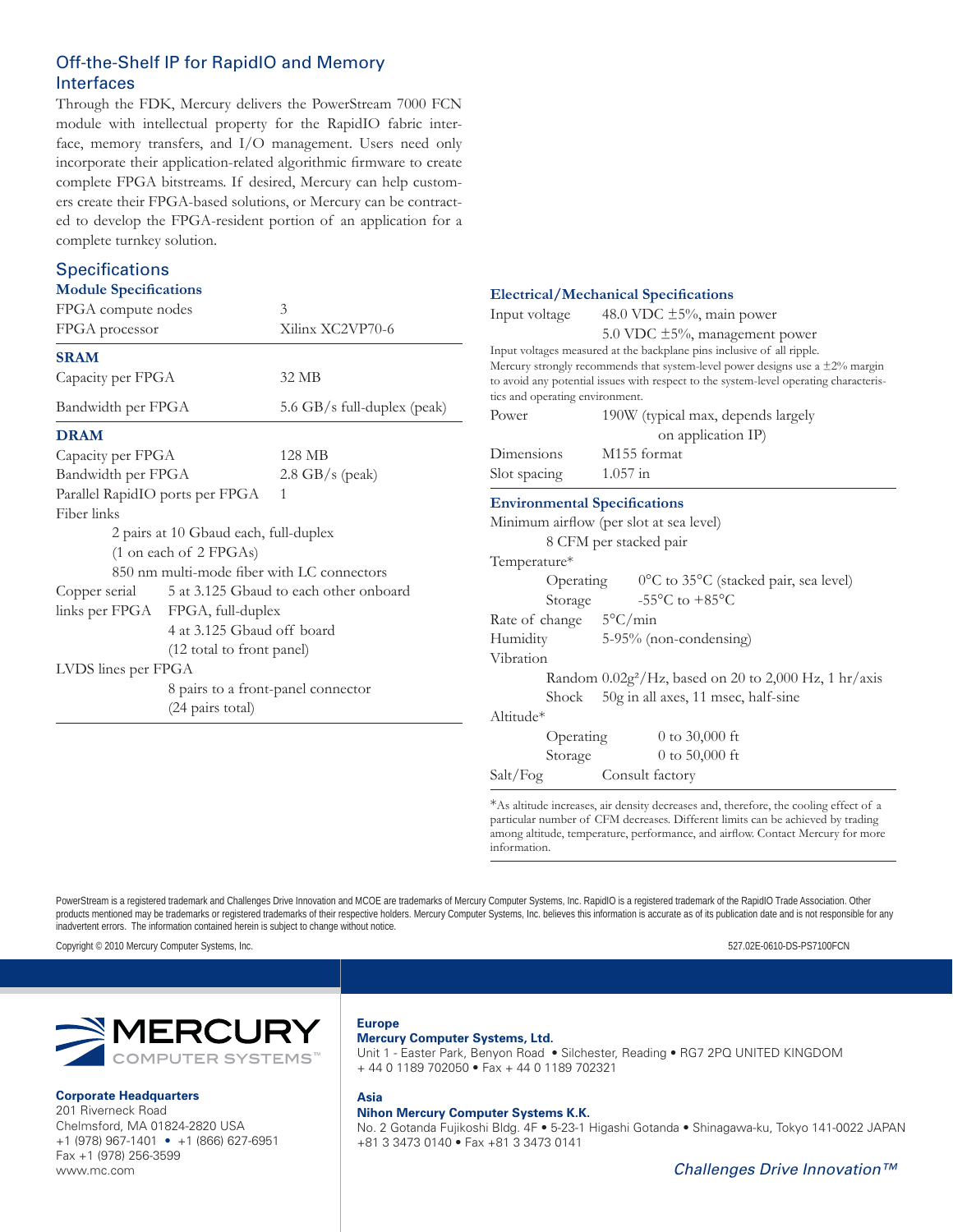## Off-the-Shelf IP for RapidIO and Memory Interfaces

Through the FDK, Mercury delivers the PowerStream 7000 FCN module with intellectual property for the RapidIO fabric interface, memory transfers, and I/O management. Users need only incorporate their application-related algorithmic firmware to create complete FPGA bitstreams. If desired, Mercury can help customers create their FPGA-based solutions, or Mercury can be contracted to develop the FPGA-resident portion of an application for a complete turnkey solution.

## Specifications

### Module Specifications

| | |
|---|---|
| FPGA compute nodes | 3 |
| FPGA processor | Xilinx XC2VP70-6 |

**SRAM**

| | |
|---|---|
| Capacity per FPGA | 32 MB |
| Bandwidth per FPGA | 5.6 GB/s full-duplex (peak) |

**DRAM**

| | |
|---|---|
| Capacity per FPGA | 128 MB |
| Bandwidth per FPGA | 2.8 GB/s (peak) |
| Parallel RapidIO ports per FPGA | 1 |

Fiber links
- 2 pairs at 10 Gbaud each, full-duplex (1 on each of 2 FPGAs)
- 850 nm multi-mode fiber with LC connectors

Copper serial links per FPGA
- 5 at 3.125 Gbaud to each other onboard FPGA, full-duplex
- 4 at 3.125 Gbaud off board (12 total to front panel)

LVDS lines per FPGA
- 8 pairs to a front-panel connector (24 pairs total)

### Electrical/Mechanical Specifications

| | |
|---|---|
| Input voltage | 48.0 VDC ±5%, main power |
| | 5.0 VDC ±5%, management power |

Input voltages measured at the backplane pins inclusive of all ripple. Mercury strongly recommends that system-level power designs use a ±2% margin to avoid any potential issues with respect to the system-level operating characteristics and operating environment.

| | |
|---|---|
| Power | 190W (typical max, depends largely on application IP) |
| Dimensions | M155 format |
| Slot spacing | 1.057 in |

### Environmental Specifications

Minimum airflow (per slot at sea level)
- 8 CFM per stacked pair

Temperature*
- Operating: 0°C to 35°C (stacked pair, sea level)
- Storage: -55°C to +85°C

Rate of change: 5°C/min

Humidity: 5-95% (non-condensing)

Vibration
- Random: 0.02g²/Hz, based on 20 to 2,000 Hz, 1 hr/axis
- Shock: 50g in all axes, 11 msec, half-sine

Altitude*
- Operating: 0 to 30,000 ft
- Storage: 0 to 50,000 ft

Salt/Fog: Consult factory

*As altitude increases, air density decreases and, therefore, the cooling effect of a particular number of CFM decreases. Different limits can be achieved by trading among altitude, temperature, performance, and airflow. Contact Mercury for more information.

PowerStream is a registered trademark and Challenges Drive Innovation and MCOE are trademarks of Mercury Computer Systems, Inc. RapidIO is a registered trademark of the RapidIO Trade Association. Other products mentioned may be trademarks or registered trademarks of their respective holders. Mercury Computer Systems, Inc. believes this information is accurate as of its publication date and is not responsible for any inadvertent errors. The information contained herein is subject to change without notice.

Copyright © 2010 Mercury Computer Systems, Inc.

527.02E-0610-DS-PS7100FCN

MERCURY COMPUTER SYSTEMS™

**Corporate Headquarters**
201 Riverneck Road
Chelmsford, MA 01824-2820 USA
+1 (978) 967-1401 • +1 (866) 627-6951
Fax +1 (978) 256-3599
www.mc.com

**Europe**
**Mercury Computer Systems, Ltd.**
Unit 1 - Easter Park, Benyon Road • Silchester, Reading • RG7 2PQ UNITED KINGDOM
+ 44 0 1189 702050 • Fax + 44 0 1189 702321

**Asia**
**Nihon Mercury Computer Systems K.K.**
No. 2 Gotanda Fujikoshi Bldg. 4F • 5-23-1 Higashi Gotanda • Shinagawa-ku, Tokyo 141-0022 JAPAN
+81 3 3473 0140 • Fax +81 3 3473 0141

*Challenges Drive Innovation™*